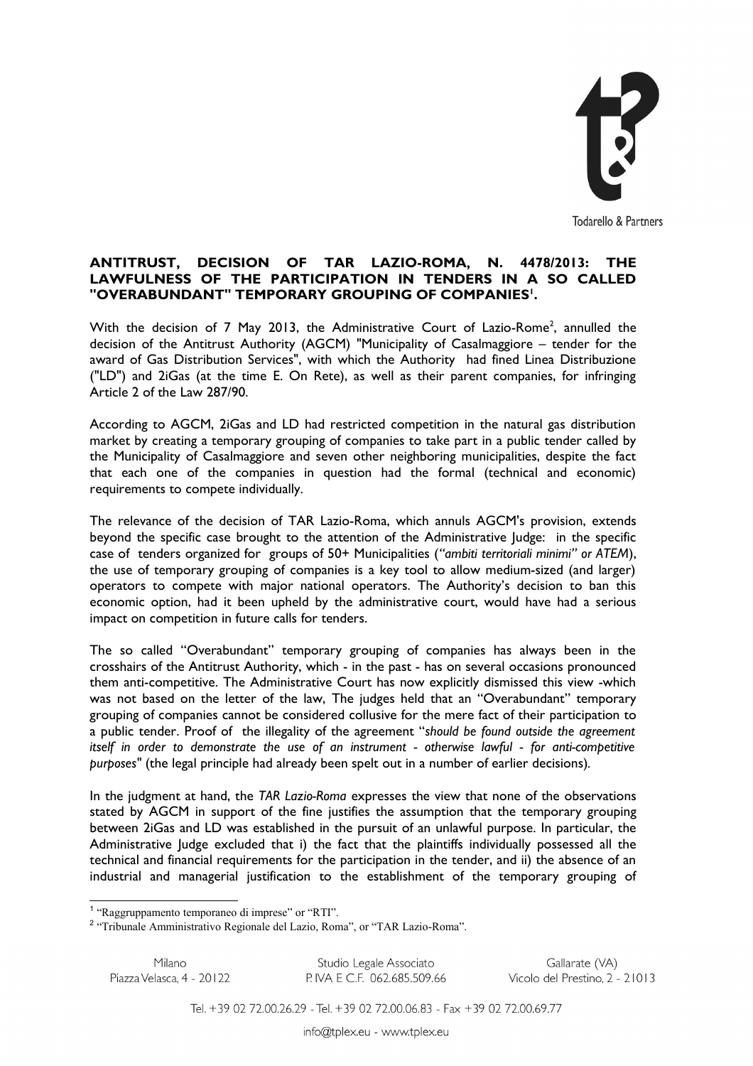Todarello & Partners

# ANTITRUST, DECISION OF TAR LAZIO-ROMA, N. 4478/2013: THE LAWFULNESS OF THE PARTICIPATION IN TENDERS IN A SO CALLED "OVERABUNDANT" TEMPORARY GROUPING OF COMPANIES[1].

With the decision of 7 May 2013, the Administrative Court of Lazio-Rome[2], annulled the decision of the Antitrust Authority (AGCM) "Municipality of Casalmaggiore – tender for the award of Gas Distribution Services", with which the Authority had fined Linea Distribuzione ("LD") and 2iGas (at the time E. On Rete), as well as their parent companies, for infringing Article 2 of the Law 287/90.

According to AGCM, 2iGas and LD had restricted competition in the natural gas distribution market by creating a temporary grouping of companies to take part in a public tender called by the Municipality of Casalmaggiore and seven other neighboring municipalities, despite the fact that each one of the companies in question had the formal (technical and economic) requirements to compete individually.

The relevance of the decision of TAR Lazio-Roma, which annuls AGCM's provision, extends beyond the specific case brought to the attention of the Administrative Judge: in the specific case of tenders organized for groups of 50+ Municipalities (*"ambiti territoriali minimi" or ATEM*), the use of temporary grouping of companies is a key tool to allow medium-sized (and larger) operators to compete with major national operators. The Authority's decision to ban this economic option, had it been upheld by the administrative court, would have had a serious impact on competition in future calls for tenders.

The so called "Overabundant" temporary grouping of companies has always been in the crosshairs of the Antitrust Authority, which - in the past - has on several occasions pronounced them anti-competitive. The Administrative Court has now explicitly dismissed this view -which was not based on the letter of the law, The judges held that an "Overabundant" temporary grouping of companies cannot be considered collusive for the mere fact of their participation to a public tender. Proof of the illegality of the agreement "*should be found outside the agreement itself in order to demonstrate the use of an instrument - otherwise lawful - for anti-competitive purposes*" (the legal principle had already been spelt out in a number of earlier decisions).

In the judgment at hand, the *TAR Lazio-Roma* expresses the view that none of the observations stated by AGCM in support of the fine justifies the assumption that the temporary grouping between 2iGas and LD was established in the pursuit of an unlawful purpose. In particular, the Administrative Judge excluded that i) the fact that the plaintiffs individually possessed all the technical and financial requirements for the participation in the tender, and ii) the absence of an industrial and managerial justification to the establishment of the temporary grouping of

---

[1] "Raggruppamento temporaneo di imprese" or "RTI".

[2] "Tribunale Amministrativo Regionale del Lazio, Roma", or "TAR Lazio-Roma".

Milano
Piazza Velasca, 4 - 20122

Studio Legale Associato
P. IVA E C.F. 062.685.509.66

Gallarate (VA)
Vicolo del Prestino, 2 - 21013

Tel. +39 02 72.00.26.29 - Tel. +39 02 72.00.06.83 - Fax +39 02 72.00.69.77

info@tplex.eu - www.tplex.eu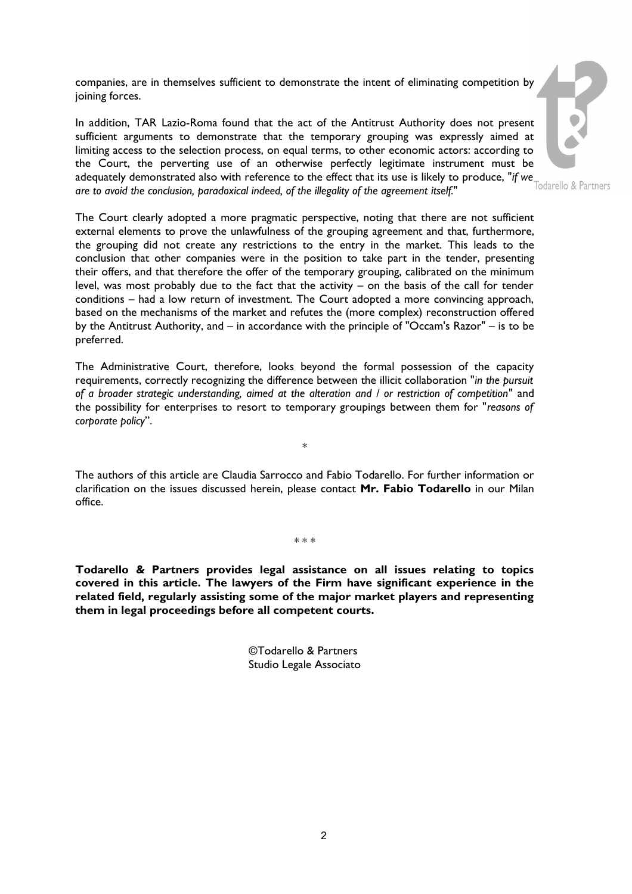companies, are in themselves sufficient to demonstrate the intent of eliminating competition by joining forces.

In addition, TAR Lazio-Roma found that the act of the Antitrust Authority does not present sufficient arguments to demonstrate that the temporary grouping was expressly aimed at limiting access to the selection process, on equal terms, to other economic actors: according to the Court, the perverting use of an otherwise perfectly legitimate instrument must be adequately demonstrated also with reference to the effect that its use is likely to produce, "*if we are to avoid the conclusion, paradoxical indeed, of the illegality of the agreement itself.*"

The Court clearly adopted a more pragmatic perspective, noting that there are not sufficient external elements to prove the unlawfulness of the grouping agreement and that, furthermore, the grouping did not create any restrictions to the entry in the market. This leads to the conclusion that other companies were in the position to take part in the tender, presenting their offers, and that therefore the offer of the temporary grouping, calibrated on the minimum level, was most probably due to the fact that the activity – on the basis of the call for tender conditions – had a low return of investment. The Court adopted a more convincing approach, based on the mechanisms of the market and refutes the (more complex) reconstruction offered by the Antitrust Authority, and – in accordance with the principle of "Occam's Razor" – is to be preferred.

The Administrative Court, therefore, looks beyond the formal possession of the capacity requirements, correctly recognizing the difference between the illicit collaboration "*in the pursuit of a broader strategic understanding, aimed at the alteration and / or restriction of competition*" and the possibility for enterprises to resort to temporary groupings between them for "*reasons of corporate policy*".

*

The authors of this article are Claudia Sarrocco and Fabio Todarello. For further information or clarification on the issues discussed herein, please contact **Mr. Fabio Todarello** in our Milan office.

* * *

**Todarello & Partners provides legal assistance on all issues relating to topics covered in this article. The lawyers of the Firm have significant experience in the related field, regularly assisting some of the major market players and representing them in legal proceedings before all competent courts.**

©Todarello & Partners
Studio Legale Associato